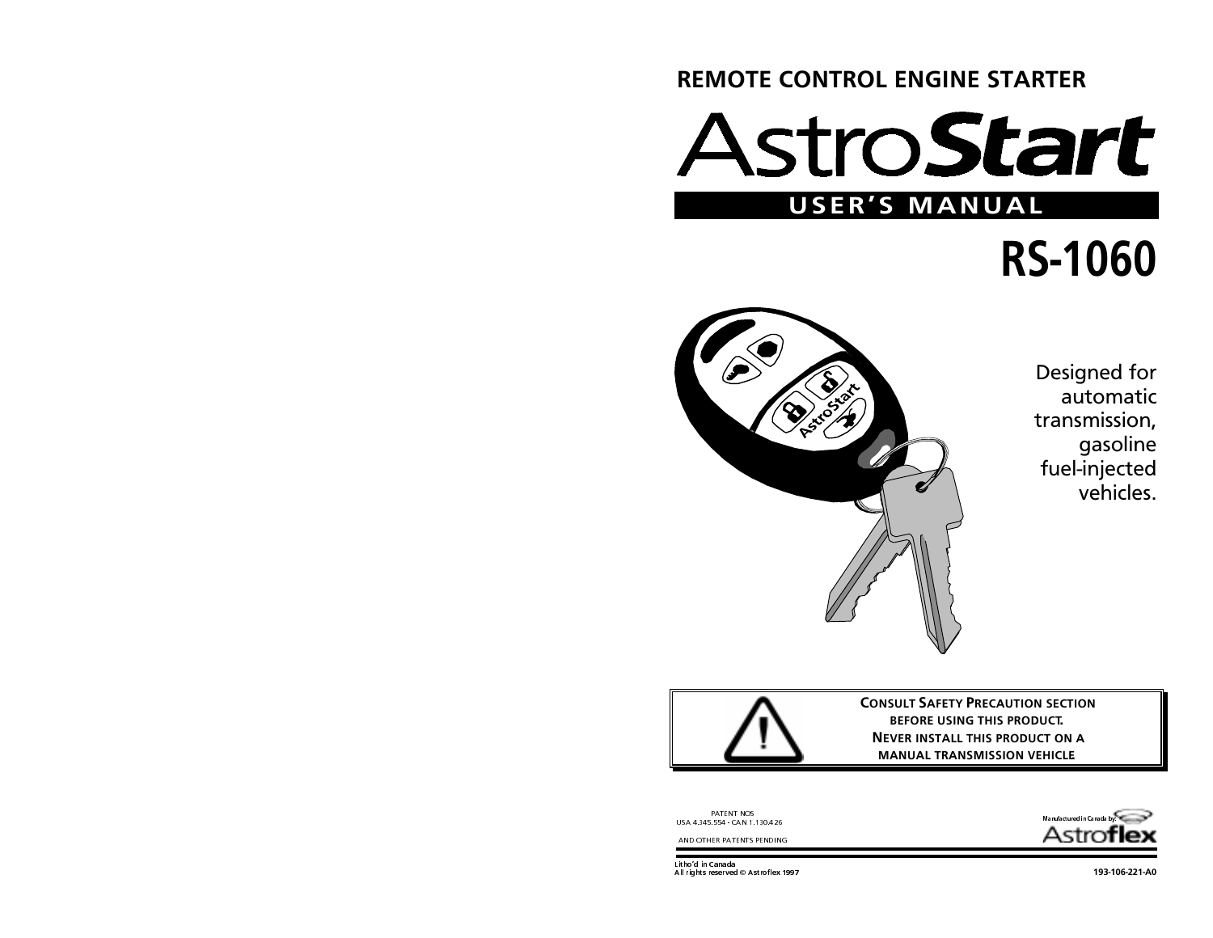REMOTE CONTROL ENGINE STARTER

# AstroStart

## USER'S MANUAL

# RS-1060

Designed for automatic transmission, gasoline fuel-injected vehicles.

**CONSULT SAFETY PRECAUTION SECTION BEFORE USING THIS PRODUCT.**
**NEVER INSTALL THIS PRODUCT ON A MANUAL TRANSMISSION VEHICLE**

PATENT NOS
USA 4.345.554 - CAN 1.130.426

AND OTHER PATENTS PENDING

Manufactured in Canada by:
Astroflex

Litho'd in Canada
All rights reserved © Astroflex 1997

193-106-221-A0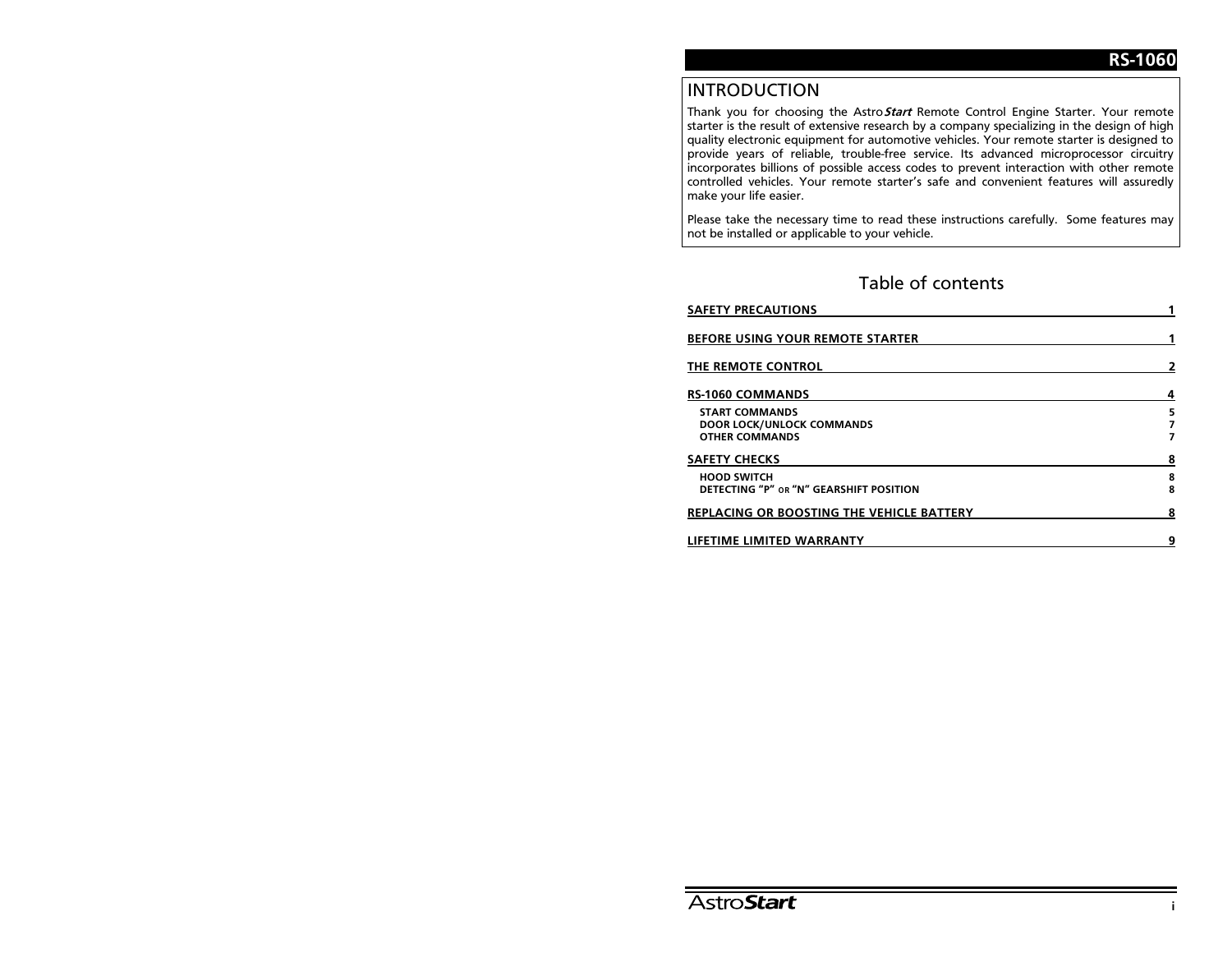# RS-1060

## INTRODUCTION

Thank you for choosing the Astro***Start*** Remote Control Engine Starter. Your remote starter is the result of extensive research by a company specializing in the design of high quality electronic equipment for automotive vehicles. Your remote starter is designed to provide years of reliable, trouble-free service. Its advanced microprocessor circuitry incorporates billions of possible access codes to prevent interaction with other remote controlled vehicles. Your remote starter's safe and convenient features will assuredly make your life easier.

Please take the necessary time to read these instructions carefully. Some features may not be installed or applicable to your vehicle.

## Table of contents

| | |
|---|---|
| **SAFETY PRECAUTIONS** | **1** |
| **BEFORE USING YOUR REMOTE STARTER** | **1** |
| **THE REMOTE CONTROL** | **2** |
| **RS-1060 COMMANDS** | **4** |
| START COMMANDS | 5 |
| DOOR LOCK/UNLOCK COMMANDS | 7 |
| OTHER COMMANDS | 7 |
| **SAFETY CHECKS** | **8** |
| HOOD SWITCH | 8 |
| DETECTING "P" OR "N" GEARSHIFT POSITION | 8 |
| **REPLACING OR BOOSTING THE VEHICLE BATTERY** | **8** |
| **LIFETIME LIMITED WARRANTY** | **9** |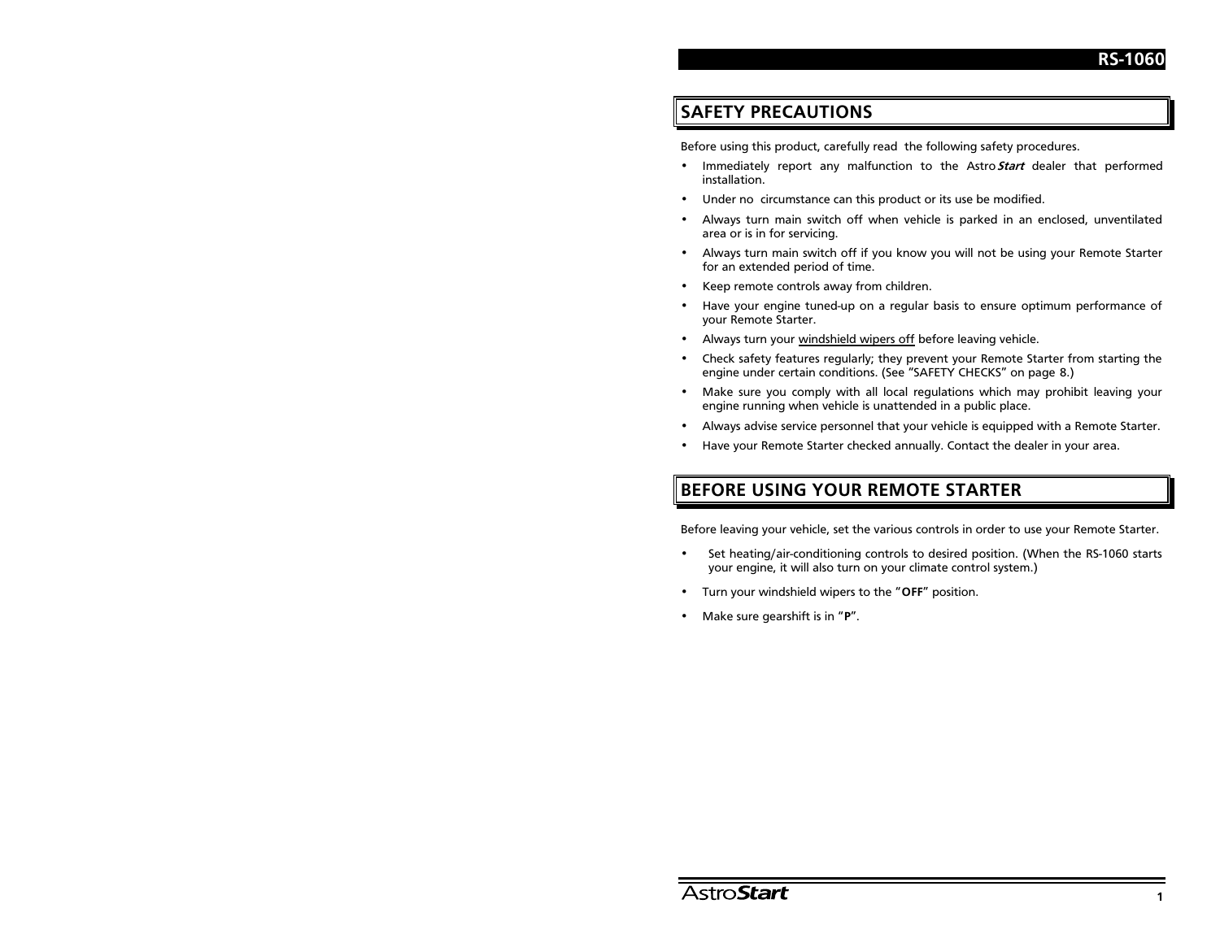## SAFETY PRECAUTIONS

Before using this product, carefully read the following safety procedures.

- Immediately report any malfunction to the Astro***Start*** dealer that performed installation.
- Under no circumstance can this product or its use be modified.
- Always turn main switch off when vehicle is parked in an enclosed, unventilated area or is in for servicing.
- Always turn main switch off if you know you will not be using your Remote Starter for an extended period of time.
- Keep remote controls away from children.
- Have your engine tuned-up on a regular basis to ensure optimum performance of your Remote Starter.
- Always turn your windshield wipers off before leaving vehicle.
- Check safety features regularly; they prevent your Remote Starter from starting the engine under certain conditions. (See "SAFETY CHECKS" on page 8.)
- Make sure you comply with all local regulations which may prohibit leaving your engine running when vehicle is unattended in a public place.
- Always advise service personnel that your vehicle is equipped with a Remote Starter.
- Have your Remote Starter checked annually. Contact the dealer in your area.

## BEFORE USING YOUR REMOTE STARTER

Before leaving your vehicle, set the various controls in order to use your Remote Starter.

- Set heating/air-conditioning controls to desired position. (When the RS-1060 starts your engine, it will also turn on your climate control system.)
- Turn your windshield wipers to the "**OFF**" position.
- Make sure gearshift is in "**P**".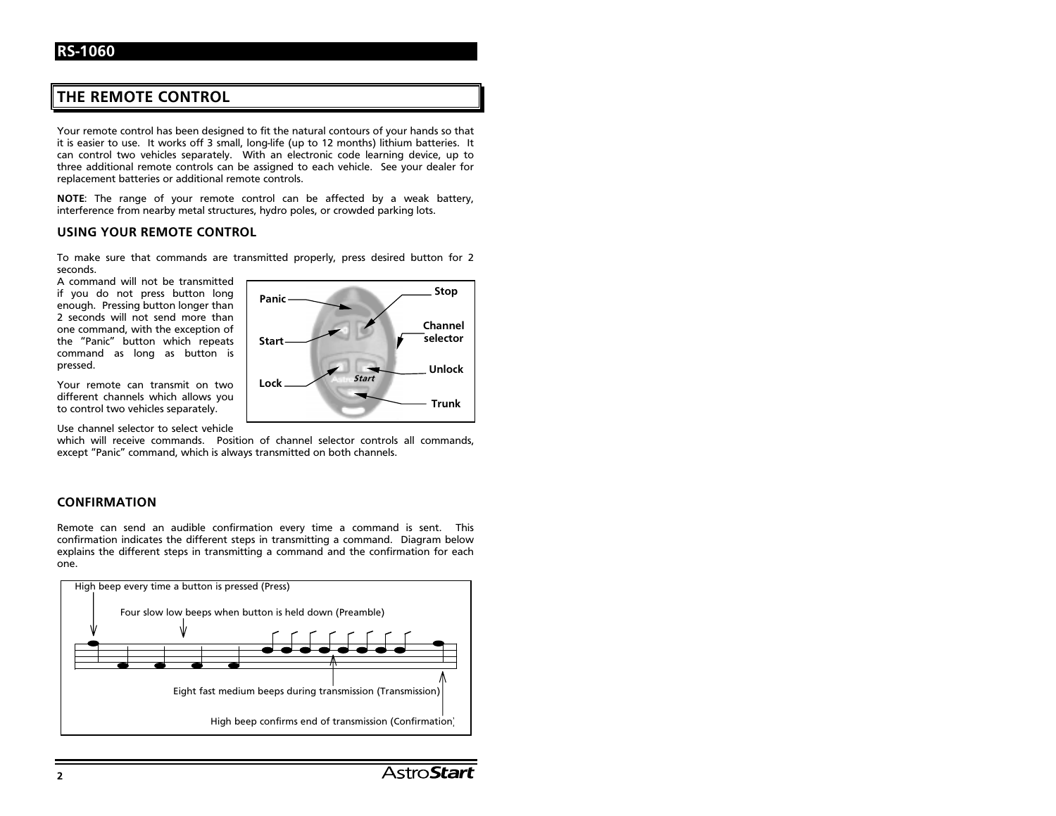## THE REMOTE CONTROL

Your remote control has been designed to fit the natural contours of your hands so that it is easier to use. It works off 3 small, long-life (up to 12 months) lithium batteries. It can control two vehicles separately. With an electronic code learning device, up to three additional remote controls can be assigned to each vehicle. See your dealer for replacement batteries or additional remote controls.

**NOTE**: The range of your remote control can be affected by a weak battery, interference from nearby metal structures, hydro poles, or crowded parking lots.

### USING YOUR REMOTE CONTROL

To make sure that commands are transmitted properly, press desired button for 2 seconds.

A command will not be transmitted if you do not press button long enough. Pressing button longer than 2 seconds will not send more than one command, with the exception of the "Panic" button which repeats command as long as button is pressed.

Your remote can transmit on two different channels which allows you to control two vehicles separately.

Panic
Start
Lock
Stop
Channel selector
Unlock
Trunk

Use channel selector to select vehicle which will receive commands. Position of channel selector controls all commands, except "Panic" command, which is always transmitted on both channels.

### CONFIRMATION

Remote can send an audible confirmation every time a command is sent. This confirmation indicates the different steps in transmitting a command. Diagram below explains the different steps in transmitting a command and the confirmation for each one.

High beep every time a button is pressed (Press)

Four slow low beeps when button is held down (Preamble)

Eight fast medium beeps during transmission (Transmission)

High beep confirms end of transmission (Confirmation)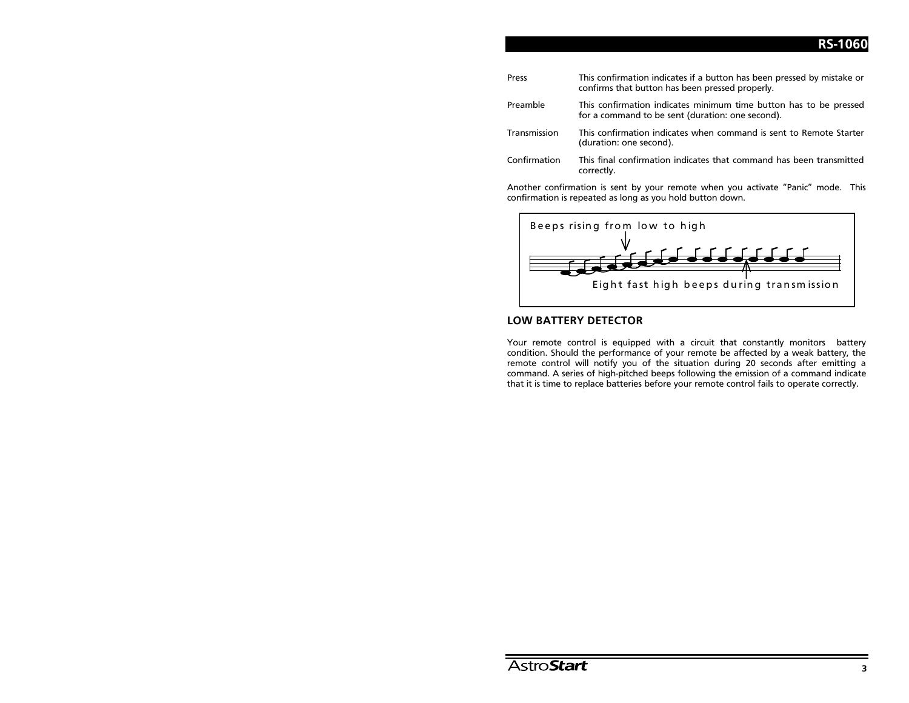| | |
|---|---|
| Press | This confirmation indicates if a button has been pressed by mistake or confirms that button has been pressed properly. |
| Preamble | This confirmation indicates minimum time button has to be pressed for a command to be sent (duration: one second). |
| Transmission | This confirmation indicates when command is sent to Remote Starter (duration: one second). |
| Confirmation | This final confirmation indicates that command has been transmitted correctly. |

Another confirmation is sent by your remote when you activate "Panic" mode. This confirmation is repeated as long as you hold button down.

Beeps rising from low to high

Eight fast high beeps during transmission

## LOW BATTERY DETECTOR

Your remote control is equipped with a circuit that constantly monitors battery condition. Should the performance of your remote be affected by a weak battery, the remote control will notify you of the situation during 20 seconds after emitting a command. A series of high-pitched beeps following the emission of a command indicate that it is time to replace batteries before your remote control fails to operate correctly.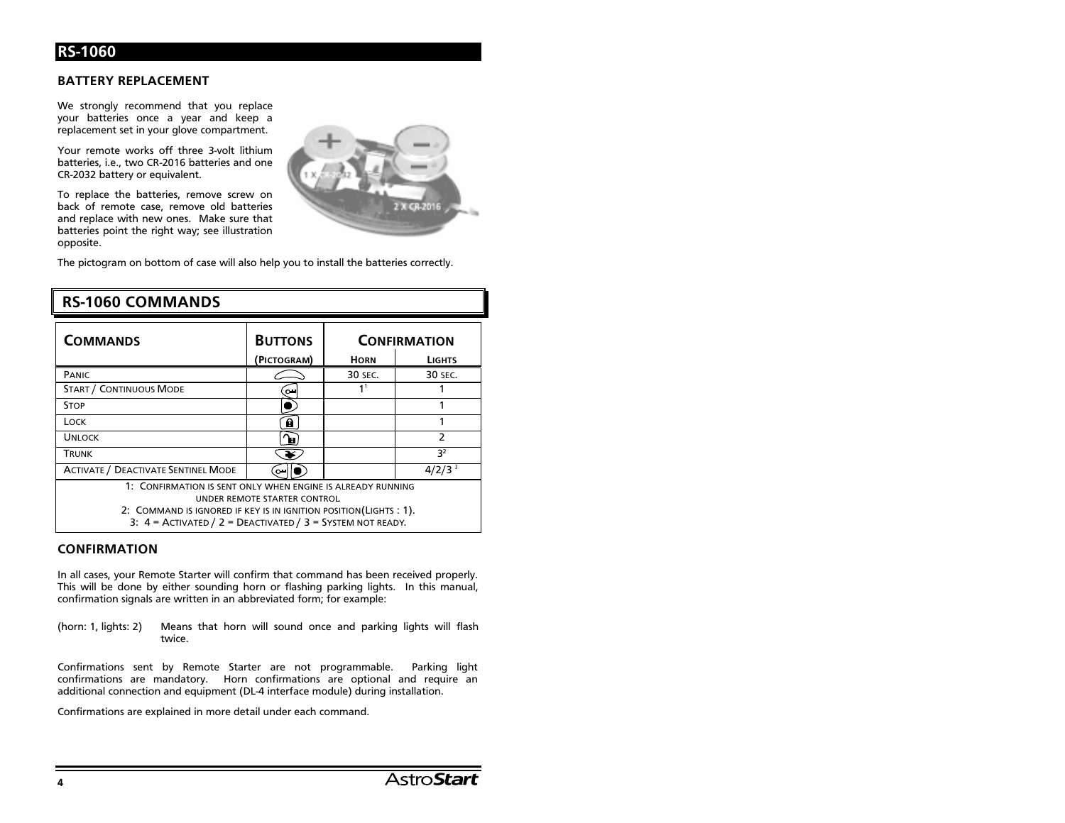## RS-1060

### BATTERY REPLACEMENT

We strongly recommend that you replace your batteries once a year and keep a replacement set in your glove compartment.

Your remote works off three 3-volt lithium batteries, i.e., two CR-2016 batteries and one CR-2032 battery or equivalent.

To replace the batteries, remove screw on back of remote case, remove old batteries and replace with new ones. Make sure that batteries point the right way; see illustration opposite.

1 X CR-2032

2 X CR-2016

The pictogram on bottom of case will also help you to install the batteries correctly.

## RS-1060 COMMANDS

| COMMANDS | BUTTONS | CONFIRMATION | |
|---|---|---|---|
| | (PICTOGRAM) | HORN | LIGHTS |
| PANIC | | 30 SEC. | 30 SEC. |
| START / CONTINUOUS MODE | | 1[1] | 1 |
| STOP | | | 1 |
| LOCK | | | 1 |
| UNLOCK | | | 2 |
| TRUNK | | | 3[2] |
| ACTIVATE / DEACTIVATE SENTINEL MODE | | | 4/2/3 [3] |

1: CONFIRMATION IS SENT ONLY WHEN ENGINE IS ALREADY RUNNING UNDER REMOTE STARTER CONTROL.
2: COMMAND IS IGNORED IF KEY IS IN IGNITION POSITION(LIGHTS : 1).
3: 4 = ACTIVATED / 2 = DEACTIVATED / 3 = SYSTEM NOT READY.

### CONFIRMATION

In all cases, your Remote Starter will confirm that command has been received properly. This will be done by either sounding horn or flashing parking lights. In this manual, confirmation signals are written in an abbreviated form; for example:

(horn: 1, lights: 2) Means that horn will sound once and parking lights will flash twice.

Confirmations sent by Remote Starter are not programmable. Parking light confirmations are mandatory. Horn confirmations are optional and require an additional connection and equipment (DL-4 interface module) during installation.

Confirmations are explained in more detail under each command.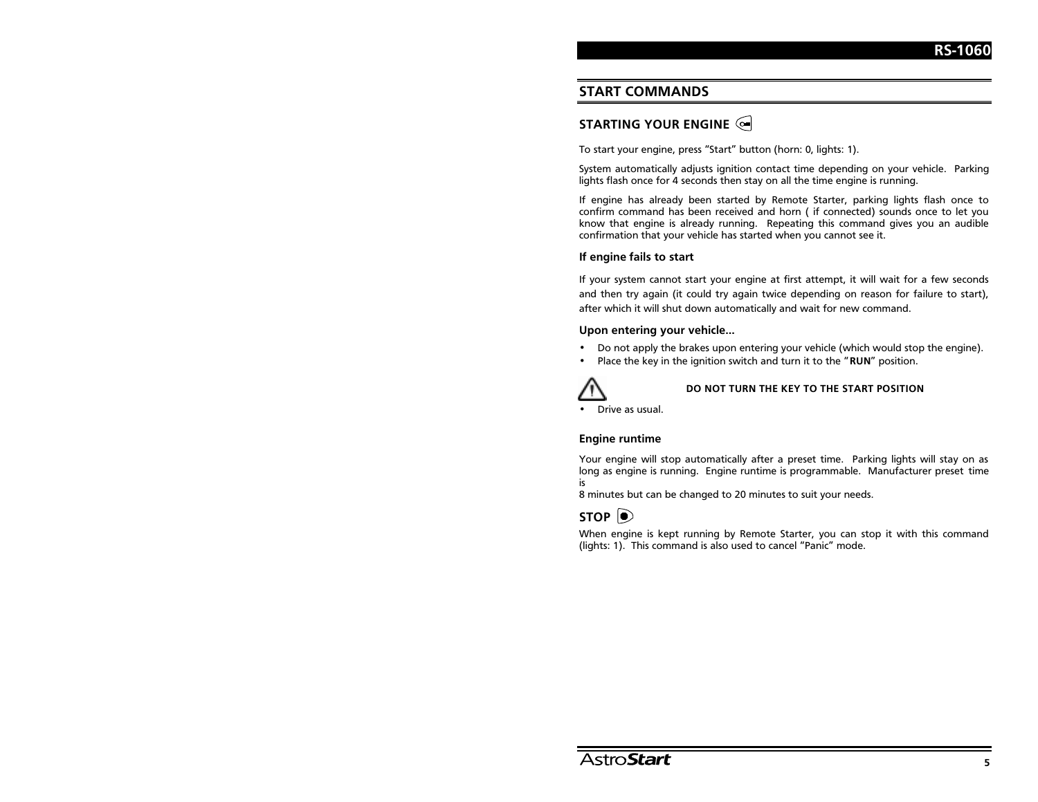## START COMMANDS

### STARTING YOUR ENGINE

To start your engine, press "Start" button (horn: 0, lights: 1).

System automatically adjusts ignition contact time depending on your vehicle. Parking lights flash once for 4 seconds then stay on all the time engine is running.

If engine has already been started by Remote Starter, parking lights flash once to confirm command has been received and horn ( if connected) sounds once to let you know that engine is already running. Repeating this command gives you an audible confirmation that your vehicle has started when you cannot see it.

#### If engine fails to start

If your system cannot start your engine at first attempt, it will wait for a few seconds and then try again (it could try again twice depending on reason for failure to start), after which it will shut down automatically and wait for new command.

#### Upon entering your vehicle...

- Do not apply the brakes upon entering your vehicle (which would stop the engine).
- Place the key in the ignition switch and turn it to the "**RUN**" position.

**DO NOT TURN THE KEY TO THE START POSITION**

- Drive as usual.

#### Engine runtime

Your engine will stop automatically after a preset time. Parking lights will stay on as long as engine is running. Engine runtime is programmable. Manufacturer preset time is
8 minutes but can be changed to 20 minutes to suit your needs.

### STOP

When engine is kept running by Remote Starter, you can stop it with this command (lights: 1). This command is also used to cancel "Panic" mode.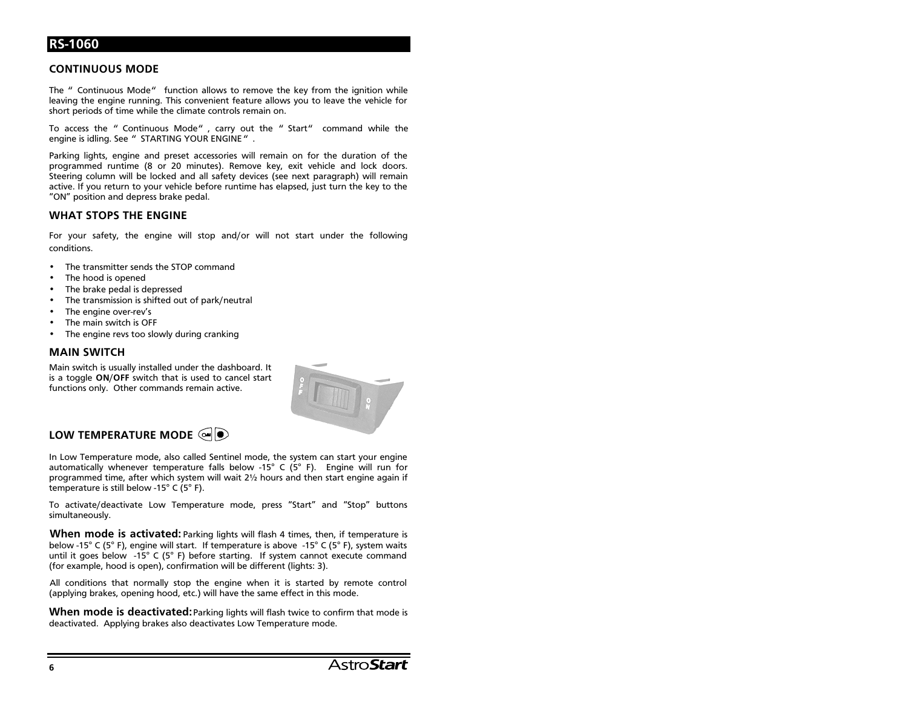## CONTINUOUS MODE

The " Continuous Mode" function allows to remove the key from the ignition while leaving the engine running. This convenient feature allows you to leave the vehicle for short periods of time while the climate controls remain on.

To access the " Continuous Mode" , carry out the " Start" command while the engine is idling. See " STARTING YOUR ENGINE" .

Parking lights, engine and preset accessories will remain on for the duration of the programmed runtime (8 or 20 minutes). Remove key, exit vehicle and lock doors. Steering column will be locked and all safety devices (see next paragraph) will remain active. If you return to your vehicle before runtime has elapsed, just turn the key to the "ON" position and depress brake pedal.

## WHAT STOPS THE ENGINE

For your safety, the engine will stop and/or will not start under the following conditions.

- The transmitter sends the STOP command
- The hood is opened
- The brake pedal is depressed
- The transmission is shifted out of park/neutral
- The engine over-rev's
- The main switch is OFF
- The engine revs too slowly during cranking

## MAIN SWITCH

Main switch is usually installed under the dashboard. It is a toggle **ON/OFF** switch that is used to cancel start functions only. Other commands remain active.

## LOW TEMPERATURE MODE

In Low Temperature mode, also called Sentinel mode, the system can start your engine automatically whenever temperature falls below -15° C (5° F). Engine will run for programmed time, after which system will wait 2½ hours and then start engine again if temperature is still below -15° C (5° F).

To activate/deactivate Low Temperature mode, press "Start" and "Stop" buttons simultaneously.

**When mode is activated:** Parking lights will flash 4 times, then, if temperature is below -15° C (5° F), engine will start. If temperature is above -15° C (5° F), system waits until it goes below -15° C (5° F) before starting. If system cannot execute command (for example, hood is open), confirmation will be different (lights: 3).

All conditions that normally stop the engine when it is started by remote control (applying brakes, opening hood, etc.) will have the same effect in this mode.

**When mode is deactivated:** Parking lights will flash twice to confirm that mode is deactivated. Applying brakes also deactivates Low Temperature mode.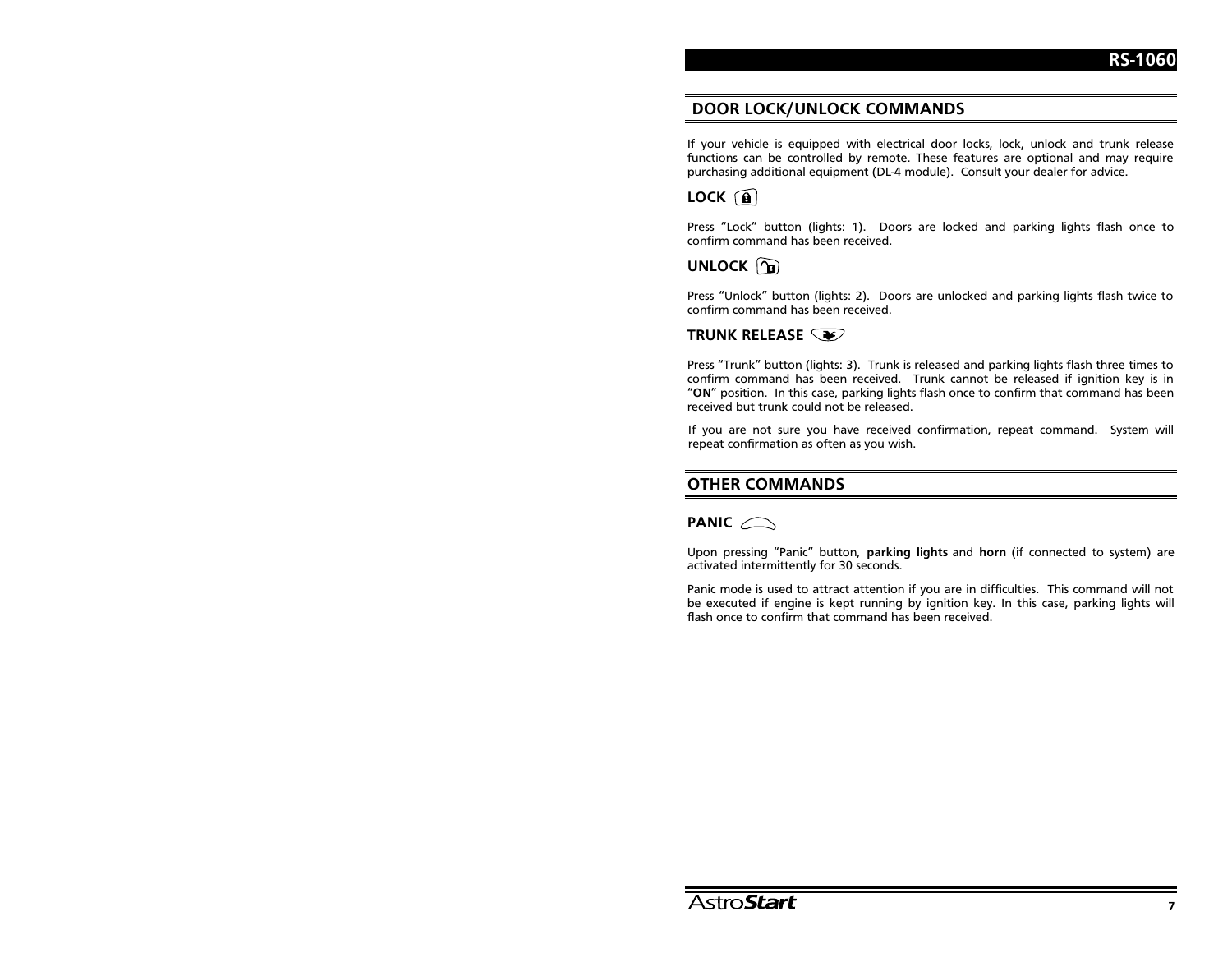## DOOR LOCK/UNLOCK COMMANDS

If your vehicle is equipped with electrical door locks, lock, unlock and trunk release functions can be controlled by remote. These features are optional and may require purchasing additional equipment (DL-4 module). Consult your dealer for advice.

### LOCK

Press "Lock" button (lights: 1). Doors are locked and parking lights flash once to confirm command has been received.

### UNLOCK

Press "Unlock" button (lights: 2). Doors are unlocked and parking lights flash twice to confirm command has been received.

### TRUNK RELEASE

Press "Trunk" button (lights: 3). Trunk is released and parking lights flash three times to confirm command has been received. Trunk cannot be released if ignition key is in "**ON**" position. In this case, parking lights flash once to confirm that command has been received but trunk could not be released.

If you are not sure you have received confirmation, repeat command. System will repeat confirmation as often as you wish.

## OTHER COMMANDS

### PANIC

Upon pressing "Panic" button, **parking lights** and **horn** (if connected to system) are activated intermittently for 30 seconds.

Panic mode is used to attract attention if you are in difficulties. This command will not be executed if engine is kept running by ignition key. In this case, parking lights will flash once to confirm that command has been received.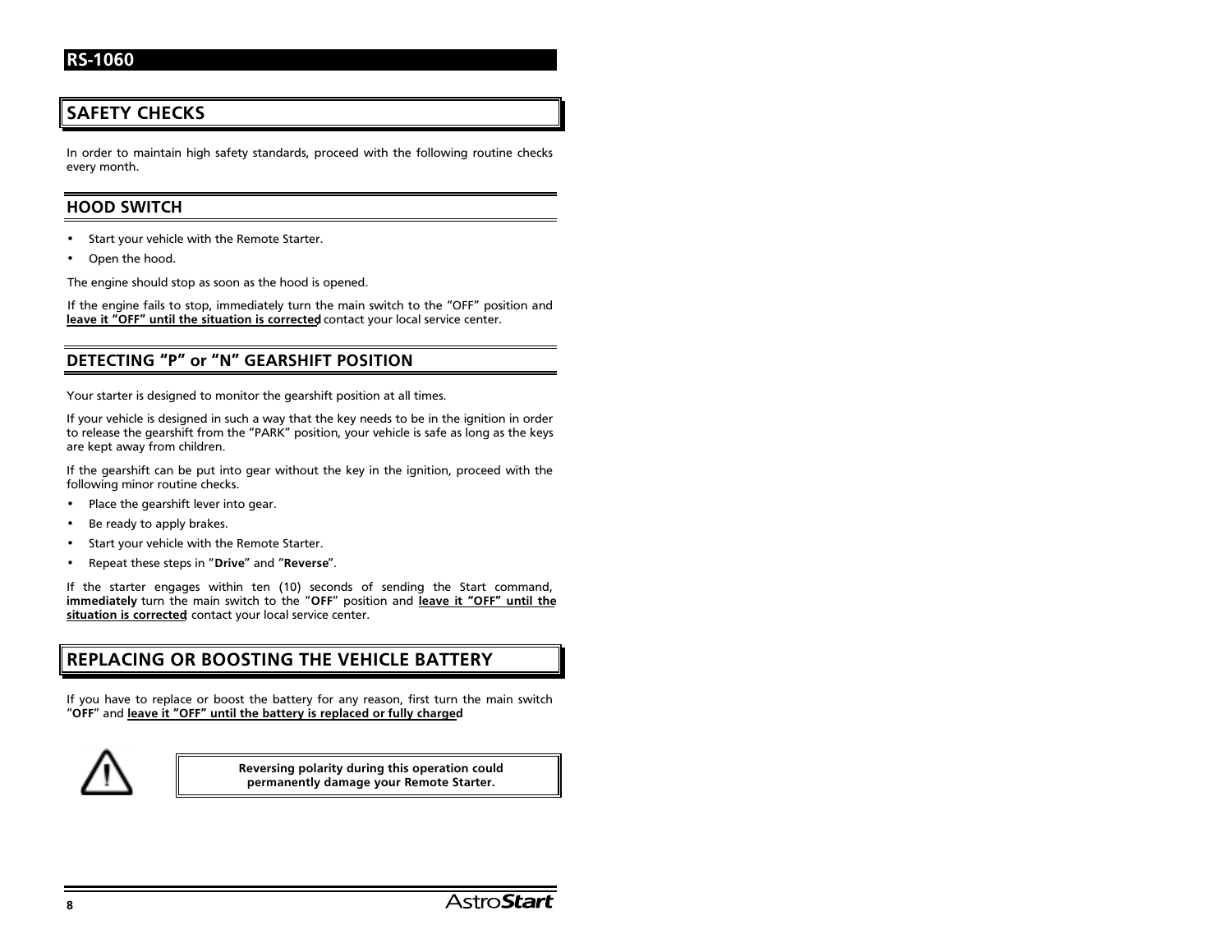## SAFETY CHECKS

In order to maintain high safety standards, proceed with the following routine checks every month.

### HOOD SWITCH

- Start your vehicle with the Remote Starter.
- Open the hood.

The engine should stop as soon as the hood is opened.

If the engine fails to stop, immediately turn the main switch to the "OFF" position and **<u>leave it "OFF" until the situation is corrected</u>**; contact your local service center.

### DETECTING "P" or "N" GEARSHIFT POSITION

Your starter is designed to monitor the gearshift position at all times.

If your vehicle is designed in such a way that the key needs to be in the ignition in order to release the gearshift from the "PARK" position, your vehicle is safe as long as the keys are kept away from children.

If the gearshift can be put into gear without the key in the ignition, proceed with the following minor routine checks.

- Place the gearshift lever into gear.
- Be ready to apply brakes.
- Start your vehicle with the Remote Starter.
- Repeat these steps in "**Drive**" and "**Reverse**".

If the starter engages within ten (10) seconds of sending the Start command, **immediately** turn the main switch to the "**OFF**" position and **<u>leave it "OFF" until the situation is corrected</u>**; contact your local service center.

## REPLACING OR BOOSTING THE VEHICLE BATTERY

If you have to replace or boost the battery for any reason, first turn the main switch "**OFF**" and **<u>leave it "OFF" until the battery is replaced or fully charged</u>**.

**Reversing polarity during this operation could permanently damage your Remote Starter.**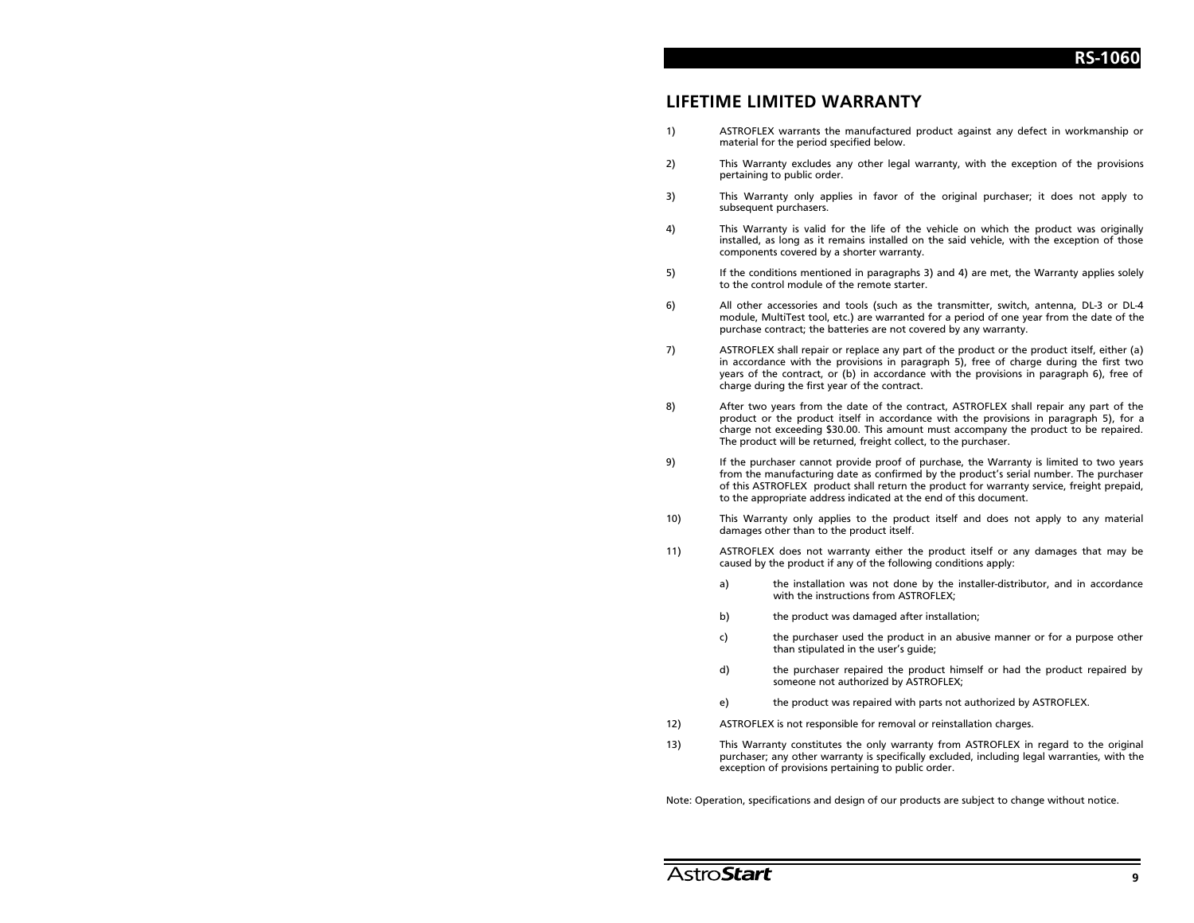## LIFETIME LIMITED WARRANTY

1) ASTROFLEX warrants the manufactured product against any defect in workmanship or material for the period specified below.

2) This Warranty excludes any other legal warranty, with the exception of the provisions pertaining to public order.

3) This Warranty only applies in favor of the original purchaser; it does not apply to subsequent purchasers.

4) This Warranty is valid for the life of the vehicle on which the product was originally installed, as long as it remains installed on the said vehicle, with the exception of those components covered by a shorter warranty.

5) If the conditions mentioned in paragraphs 3) and 4) are met, the Warranty applies solely to the control module of the remote starter.

6) All other accessories and tools (such as the transmitter, switch, antenna, DL-3 or DL-4 module, MultiTest tool, etc.) are warranted for a period of one year from the date of the purchase contract; the batteries are not covered by any warranty.

7) ASTROFLEX shall repair or replace any part of the product or the product itself, either (a) in accordance with the provisions in paragraph 5), free of charge during the first two years of the contract, or (b) in accordance with the provisions in paragraph 6), free of charge during the first year of the contract.

8) After two years from the date of the contract, ASTROFLEX shall repair any part of the product or the product itself in accordance with the provisions in paragraph 5), for a charge not exceeding $30.00. This amount must accompany the product to be repaired. The product will be returned, freight collect, to the purchaser.

9) If the purchaser cannot provide proof of purchase, the Warranty is limited to two years from the manufacturing date as confirmed by the product's serial number. The purchaser of this ASTROFLEX product shall return the product for warranty service, freight prepaid, to the appropriate address indicated at the end of this document.

10) This Warranty only applies to the product itself and does not apply to any material damages other than to the product itself.

11) ASTROFLEX does not warranty either the product itself or any damages that may be caused by the product if any of the following conditions apply:

    a) the installation was not done by the installer-distributor, and in accordance with the instructions from ASTROFLEX;

    b) the product was damaged after installation;

    c) the purchaser used the product in an abusive manner or for a purpose other than stipulated in the user's guide;

    d) the purchaser repaired the product himself or had the product repaired by someone not authorized by ASTROFLEX;

    e) the product was repaired with parts not authorized by ASTROFLEX.

12) ASTROFLEX is not responsible for removal or reinstallation charges.

13) This Warranty constitutes the only warranty from ASTROFLEX in regard to the original purchaser; any other warranty is specifically excluded, including legal warranties, with the exception of provisions pertaining to public order.

Note: Operation, specifications and design of our products are subject to change without notice.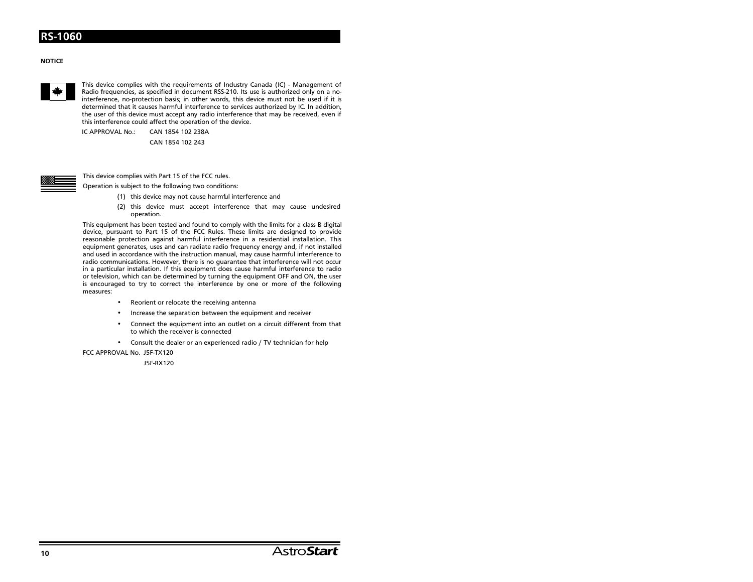**NOTICE**

This device complies with the requirements of Industry Canada (IC) - Management of Radio frequencies, as specified in document RSS-210. Its use is authorized only on a no-interference, no-protection basis; in other words, this device must not be used if it is determined that it causes harmful interference to services authorized by IC. In addition, the user of this device must accept any radio interference that may be received, even if this interference could affect the operation of the device.

IC APPROVAL No.: CAN 1854 102 238A
CAN 1854 102 243

This device complies with Part 15 of the FCC rules.

Operation is subject to the following two conditions:

(1) this device may not cause harmful interference and

(2) this device must accept interference that may cause undesired operation.

This equipment has been tested and found to comply with the limits for a class B digital device, pursuant to Part 15 of the FCC Rules. These limits are designed to provide reasonable protection against harmful interference in a residential installation. This equipment generates, uses and can radiate radio frequency energy and, if not installed and used in accordance with the instruction manual, may cause harmful interference to radio communications. However, there is no guarantee that interference will not occur in a particular installation. If this equipment does cause harmful interference to radio or television, which can be determined by turning the equipment OFF and ON, the user is encouraged to try to correct the interference by one or more of the following measures:

- Reorient or relocate the receiving antenna
- Increase the separation between the equipment and receiver
- Connect the equipment into an outlet on a circuit different from that to which the receiver is connected
- Consult the dealer or an experienced radio / TV technician for help

FCC APPROVAL No. J5F-TX120
J5F-RX120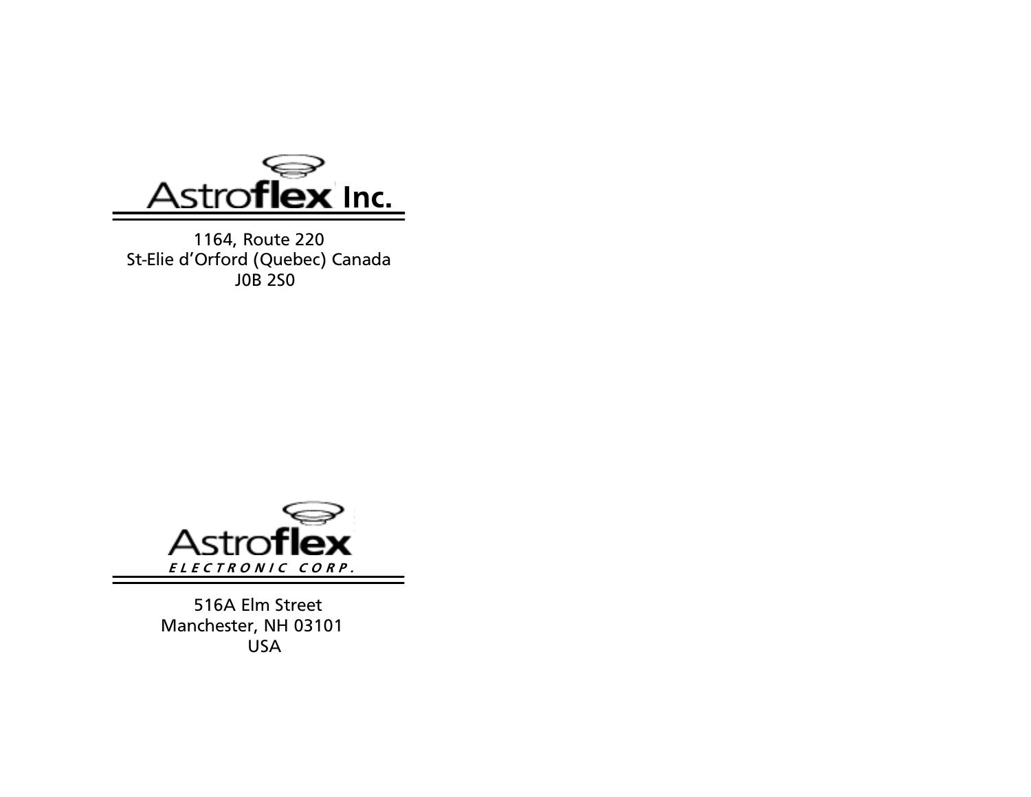**Astroflex Inc.**

1164, Route 220
St-Elie d’Orford (Quebec) Canada
J0B 2S0

**Astroflex**
*ELECTRONIC CORP.*

516A Elm Street
Manchester, NH 03101
USA